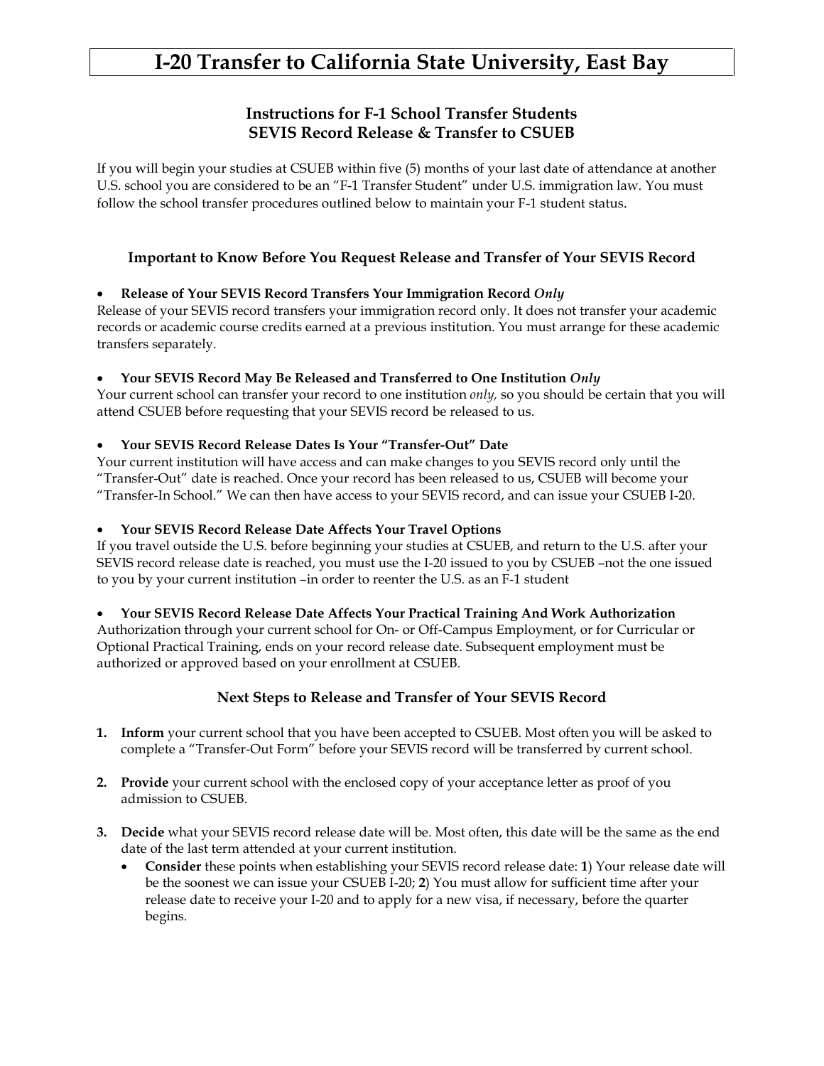# I-20 Transfer to California State University, East Bay

## Instructions for F-1 School Transfer Students
## SEVIS Record Release & Transfer to CSUEB

If you will begin your studies at CSUEB within five (5) months of your last date of attendance at another U.S. school you are considered to be an "F-1 Transfer Student" under U.S. immigration law. You must follow the school transfer procedures outlined below to maintain your F-1 student status.

### Important to Know Before You Request Release and Transfer of Your SEVIS Record

- **Release of Your SEVIS Record Transfers Your Immigration Record *Only***

Release of your SEVIS record transfers your immigration record only. It does not transfer your academic records or academic course credits earned at a previous institution. You must arrange for these academic transfers separately.

- **Your SEVIS Record May Be Released and Transferred to One Institution *Only***

Your current school can transfer your record to one institution *only,* so you should be certain that you will attend CSUEB before requesting that your SEVIS record be released to us.

- **Your SEVIS Record Release Dates Is Your "Transfer-Out" Date**

Your current institution will have access and can make changes to you SEVIS record only until the "Transfer-Out" date is reached. Once your record has been released to us, CSUEB will become your "Transfer-In School." We can then have access to your SEVIS record, and can issue your CSUEB I-20.

- **Your SEVIS Record Release Date Affects Your Travel Options**

If you travel outside the U.S. before beginning your studies at CSUEB, and return to the U.S. after your SEVIS record release date is reached, you must use the I-20 issued to you by CSUEB –not the one issued to you by your current institution –in order to reenter the U.S. as an F-1 student

- **Your SEVIS Record Release Date Affects Your Practical Training And Work Authorization**

Authorization through your current school for On- or Off-Campus Employment, or for Curricular or Optional Practical Training, ends on your record release date. Subsequent employment must be authorized or approved based on your enrollment at CSUEB.

### Next Steps to Release and Transfer of Your SEVIS Record

1. **Inform** your current school that you have been accepted to CSUEB. Most often you will be asked to complete a "Transfer-Out Form" before your SEVIS record will be transferred by current school.

2. **Provide** your current school with the enclosed copy of your acceptance letter as proof of you admission to CSUEB.

3. **Decide** what your SEVIS record release date will be. Most often, this date will be the same as the end date of the last term attended at your current institution.
   - **Consider** these points when establishing your SEVIS record release date: **1**) Your release date will be the soonest we can issue your CSUEB I-20; **2**) You must allow for sufficient time after your release date to receive your I-20 and to apply for a new visa, if necessary, before the quarter begins.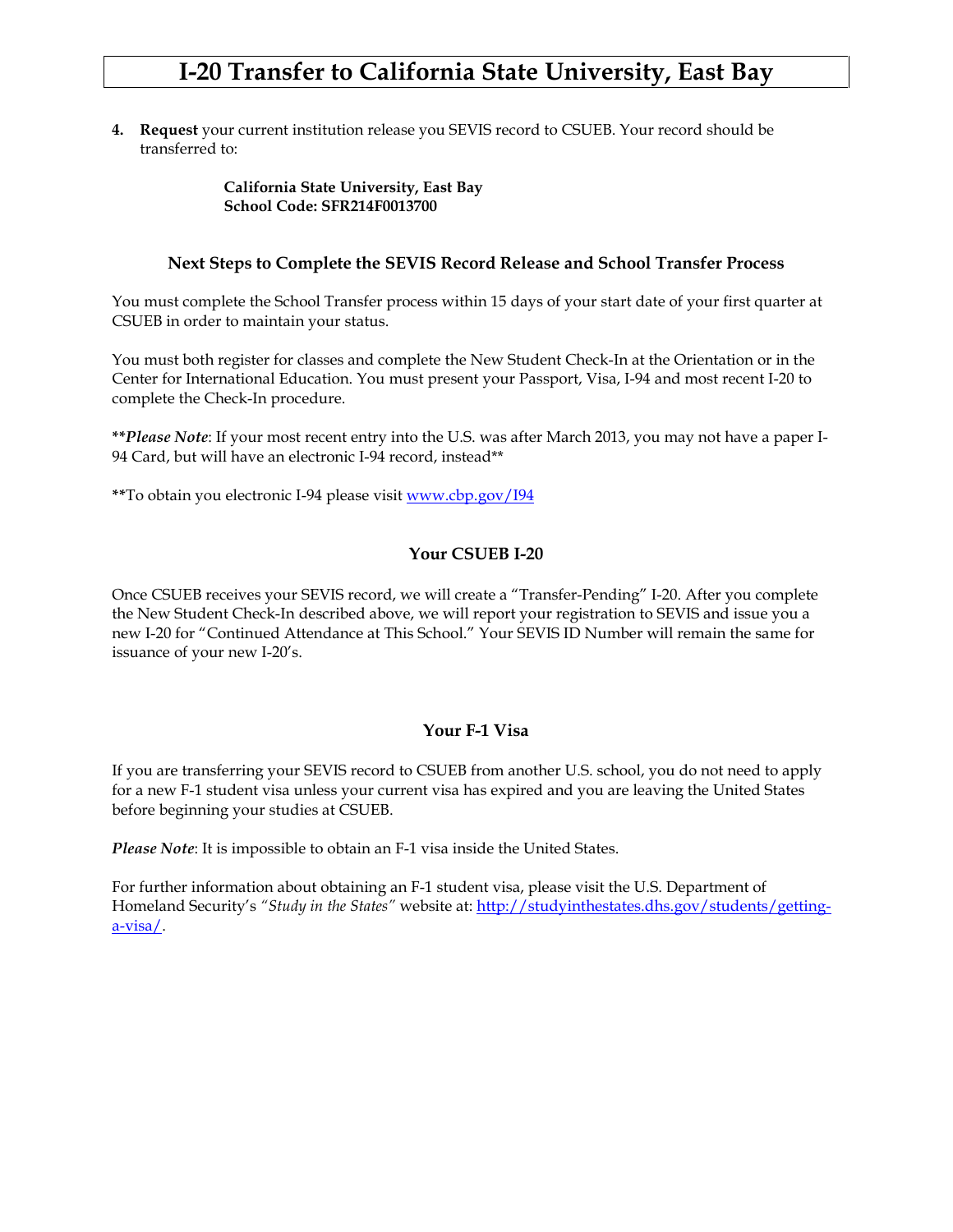# I-20 Transfer to California State University, East Bay

4. **Request** your current institution release you SEVIS record to CSUEB. Your record should be transferred to:

   **California State University, East Bay**
   **School Code: SFR214F0013700**

### Next Steps to Complete the SEVIS Record Release and School Transfer Process

You must complete the School Transfer process within 15 days of your start date of your first quarter at CSUEB in order to maintain your status.

You must both register for classes and complete the New Student Check-In at the Orientation or in the Center for International Education. You must present your Passport, Visa, I-94 and most recent I-20 to complete the Check-In procedure.

***\*Please Note***: If your most recent entry into the U.S. was after March 2013, you may not have a paper I-94 Card, but will have an electronic I-94 record, instead**

**To obtain you electronic I-94 please visit www.cbp.gov/I94

### Your CSUEB I-20

Once CSUEB receives your SEVIS record, we will create a "Transfer-Pending" I-20. After you complete the New Student Check-In described above, we will report your registration to SEVIS and issue you a new I-20 for "Continued Attendance at This School." Your SEVIS ID Number will remain the same for issuance of your new I-20's.

### Your F-1 Visa

If you are transferring your SEVIS record to CSUEB from another U.S. school, you do not need to apply for a new F-1 student visa unless your current visa has expired and you are leaving the United States before beginning your studies at CSUEB.

***Please Note***: It is impossible to obtain an F-1 visa inside the United States.

For further information about obtaining an F-1 student visa, please visit the U.S. Department of Homeland Security's *"Study in the States"* website at: http://studyinthestates.dhs.gov/students/getting-a-visa/.